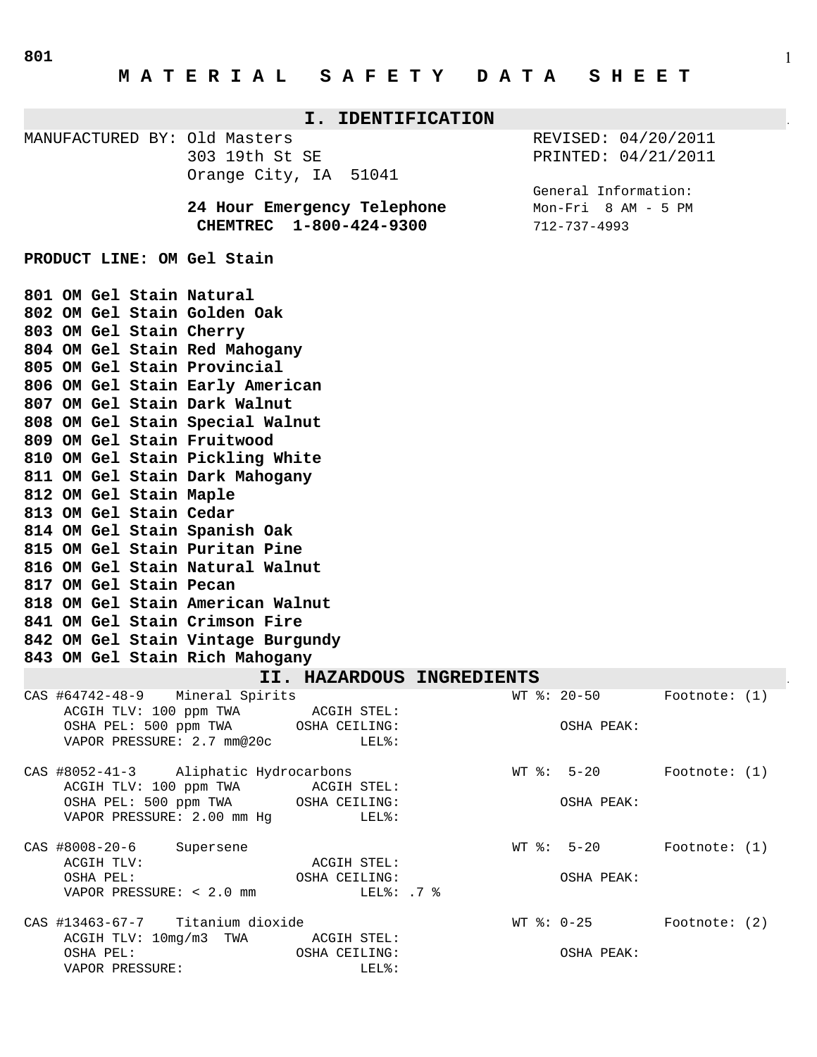# MATERIAL SAFETY DATA SHEET

## I. IDENTIFICATION

MANUFACTURED BY: Old Masters
303 19th St SE
Orange City, IA 51041

REVISED: 04/20/2011
PRINTED: 04/21/2011

**24 Hour Emergency Telephone**
**CHEMTREC 1-800-424-9300**

General Information:
Mon-Fri 8 AM - 5 PM
712-737-4993

**PRODUCT LINE: OM Gel Stain**

**801 OM Gel Stain Natural**
**802 OM Gel Stain Golden Oak**
**803 OM Gel Stain Cherry**
**804 OM Gel Stain Red Mahogany**
**805 OM Gel Stain Provincial**
**806 OM Gel Stain Early American**
**807 OM Gel Stain Dark Walnut**
**808 OM Gel Stain Special Walnut**
**809 OM Gel Stain Fruitwood**
**810 OM Gel Stain Pickling White**
**811 OM Gel Stain Dark Mahogany**
**812 OM Gel Stain Maple**
**813 OM Gel Stain Cedar**
**814 OM Gel Stain Spanish Oak**
**815 OM Gel Stain Puritan Pine**
**816 OM Gel Stain Natural Walnut**
**817 OM Gel Stain Pecan**
**818 OM Gel Stain American Walnut**
**841 OM Gel Stain Crimson Fire**
**842 OM Gel Stain Vintage Burgundy**
**843 OM Gel Stain Rich Mahogany**

## II. HAZARDOUS INGREDIENTS

CAS #64742-48-9 Mineral Spirits — WT %: 20-50 — Footnote: (1)
ACGIH TLV: 100 ppm TWA — ACGIH STEL:
OSHA PEL: 500 ppm TWA — OSHA CEILING: — OSHA PEAK:
VAPOR PRESSURE: 2.7 mm@20c — LEL%:

CAS #8052-41-3 Aliphatic Hydrocarbons — WT %: 5-20 — Footnote: (1)
ACGIH TLV: 100 ppm TWA — ACGIH STEL:
OSHA PEL: 500 ppm TWA — OSHA CEILING: — OSHA PEAK:
VAPOR PRESSURE: 2.00 mm Hg — LEL%:

CAS #8008-20-6 Supersene — WT %: 5-20 — Footnote: (1)
ACGIH TLV: — ACGIH STEL:
OSHA PEL: — OSHA CEILING: — OSHA PEAK:
VAPOR PRESSURE: < 2.0 mm — LEL%: .7 %

CAS #13463-67-7 Titanium dioxide — WT %: 0-25 — Footnote: (2)
ACGIH TLV: 10mg/m3 TWA — ACGIH STEL:
OSHA PEL: — OSHA CEILING: — OSHA PEAK:
VAPOR PRESSURE: — LEL%: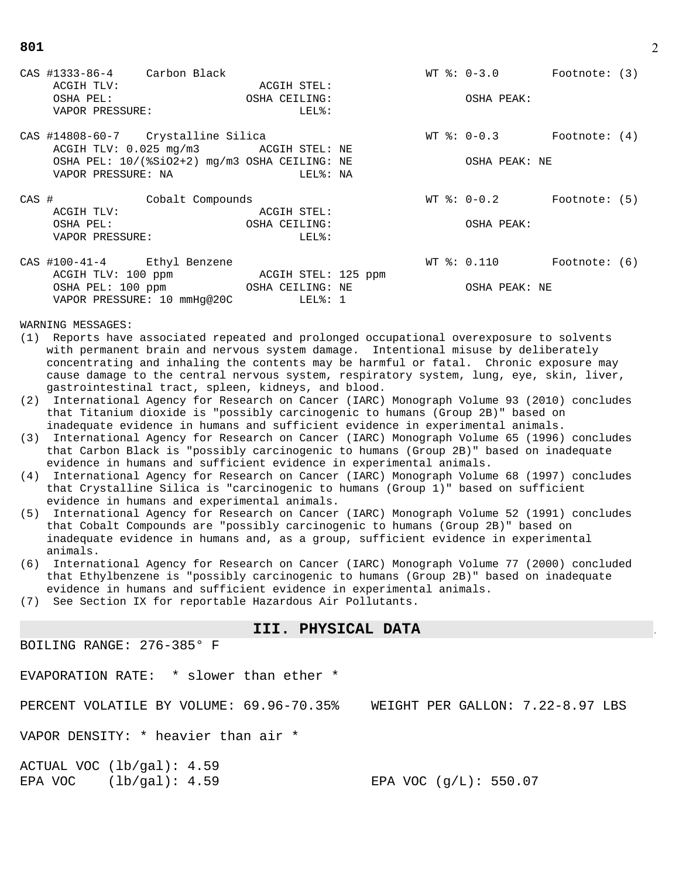**801**

CAS #1333-86-4 Carbon Black — WT %: 0-3.0 — Footnote: (3)
ACGIH TLV: — ACGIH STEL:
OSHA PEL: — OSHA CEILING: — OSHA PEAK:
VAPOR PRESSURE: — LEL%:

CAS #14808-60-7 Crystalline Silica — WT %: 0-0.3 — Footnote: (4)
ACGIH TLV: 0.025 mg/m3 — ACGIH STEL: NE
OSHA PEL: 10/(%SiO2+2) mg/m3 — OSHA CEILING: NE — OSHA PEAK: NE
VAPOR PRESSURE: NA — LEL%: NA

CAS # Cobalt Compounds — WT %: 0-0.2 — Footnote: (5)
ACGIH TLV: — ACGIH STEL:
OSHA PEL: — OSHA CEILING: — OSHA PEAK:
VAPOR PRESSURE: — LEL%:

CAS #100-41-4 Ethyl Benzene — WT %: 0.110 — Footnote: (6)
ACGIH TLV: 100 ppm — ACGIH STEL: 125 ppm
OSHA PEL: 100 ppm — OSHA CEILING: NE — OSHA PEAK: NE
VAPOR PRESSURE: 10 mmHg@20C — LEL%: 1

WARNING MESSAGES:

(1) Reports have associated repeated and prolonged occupational overexposure to solvents with permanent brain and nervous system damage. Intentional misuse by deliberately concentrating and inhaling the contents may be harmful or fatal. Chronic exposure may cause damage to the central nervous system, respiratory system, lung, eye, skin, liver, gastrointestinal tract, spleen, kidneys, and blood.
(2) International Agency for Research on Cancer (IARC) Monograph Volume 93 (2010) concludes that Titanium dioxide is "possibly carcinogenic to humans (Group 2B)" based on inadequate evidence in humans and sufficient evidence in experimental animals.
(3) International Agency for Research on Cancer (IARC) Monograph Volume 65 (1996) concludes that Carbon Black is "possibly carcinogenic to humans (Group 2B)" based on inadequate evidence in humans and sufficient evidence in experimental animals.
(4) International Agency for Research on Cancer (IARC) Monograph Volume 68 (1997) concludes that Crystalline Silica is "carcinogenic to humans (Group 1)" based on sufficient evidence in humans and experimental animals.
(5) International Agency for Research on Cancer (IARC) Monograph Volume 52 (1991) concludes that Cobalt Compounds are "possibly carcinogenic to humans (Group 2B)" based on inadequate evidence in humans and, as a group, sufficient evidence in experimental animals.
(6) International Agency for Research on Cancer (IARC) Monograph Volume 77 (2000) concluded that Ethylbenzene is "possibly carcinogenic to humans (Group 2B)" based on inadequate evidence in humans and sufficient evidence in experimental animals.
(7) See Section IX for reportable Hazardous Air Pollutants.

## III. PHYSICAL DATA

BOILING RANGE: 276-385° F

EVAPORATION RATE: * slower than ether *

PERCENT VOLATILE BY VOLUME: 69.96-70.35% — WEIGHT PER GALLON: 7.22-8.97 LBS

VAPOR DENSITY: * heavier than air *

ACTUAL VOC (lb/gal): 4.59
EPA VOC (lb/gal): 4.59 — EPA VOC (g/L): 550.07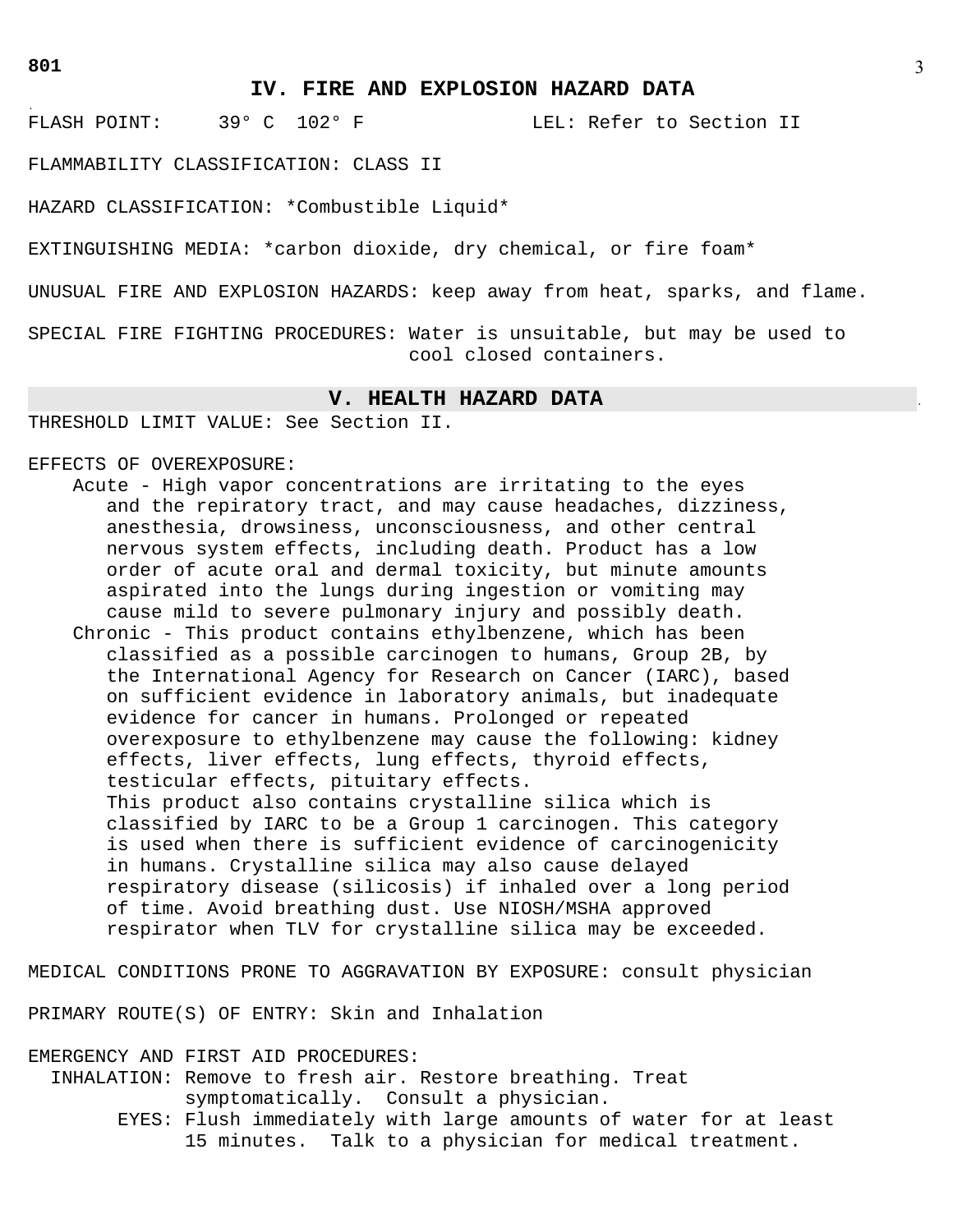## IV. FIRE AND EXPLOSION HAZARD DATA

FLASH POINT: 39° C 102° F LEL: Refer to Section II

FLAMMABILITY CLASSIFICATION: CLASS II

HAZARD CLASSIFICATION: *Combustible Liquid*

EXTINGUISHING MEDIA: *carbon dioxide, dry chemical, or fire foam*

UNUSUAL FIRE AND EXPLOSION HAZARDS: keep away from heat, sparks, and flame.

SPECIAL FIRE FIGHTING PROCEDURES: Water is unsuitable, but may be used to cool closed containers.

## V. HEALTH HAZARD DATA

THRESHOLD LIMIT VALUE: See Section II.

EFFECTS OF OVEREXPOSURE:

Acute - High vapor concentrations are irritating to the eyes and the repiratory tract, and may cause headaches, dizziness, anesthesia, drowsiness, unconsciousness, and other central nervous system effects, including death. Product has a low order of acute oral and dermal toxicity, but minute amounts aspirated into the lungs during ingestion or vomiting may cause mild to severe pulmonary injury and possibly death.

Chronic - This product contains ethylbenzene, which has been classified as a possible carcinogen to humans, Group 2B, by the International Agency for Research on Cancer (IARC), based on sufficient evidence in laboratory animals, but inadequate evidence for cancer in humans. Prolonged or repeated overexposure to ethylbenzene may cause the following: kidney effects, liver effects, lung effects, thyroid effects, testicular effects, pituitary effects.
This product also contains crystalline silica which is classified by IARC to be a Group 1 carcinogen. This category is used when there is sufficient evidence of carcinogenicity in humans. Crystalline silica may also cause delayed respiratory disease (silicosis) if inhaled over a long period of time. Avoid breathing dust. Use NIOSH/MSHA approved respirator when TLV for crystalline silica may be exceeded.

MEDICAL CONDITIONS PRONE TO AGGRAVATION BY EXPOSURE: consult physician

PRIMARY ROUTE(S) OF ENTRY: Skin and Inhalation

EMERGENCY AND FIRST AID PROCEDURES:

INHALATION: Remove to fresh air. Restore breathing. Treat symptomatically. Consult a physician.

EYES: Flush immediately with large amounts of water for at least 15 minutes. Talk to a physician for medical treatment.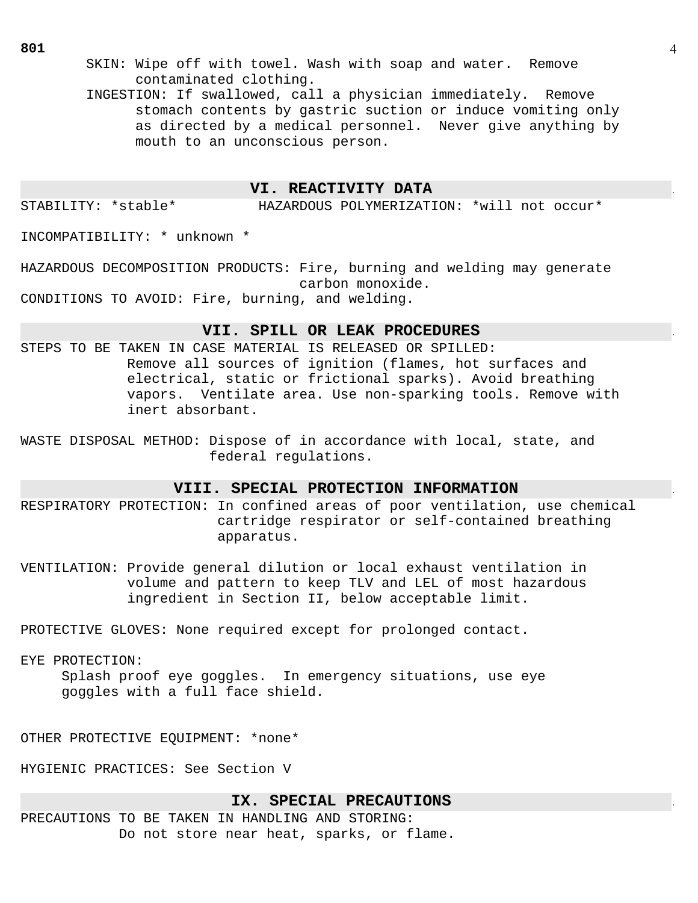SKIN: Wipe off with towel. Wash with soap and water. Remove contaminated clothing.

INGESTION: If swallowed, call a physician immediately. Remove stomach contents by gastric suction or induce vomiting only as directed by a medical personnel. Never give anything by mouth to an unconscious person.

## VI. REACTIVITY DATA

STABILITY: *stable* HAZARDOUS POLYMERIZATION: *will not occur*

INCOMPATIBILITY: * unknown *

HAZARDOUS DECOMPOSITION PRODUCTS: Fire, burning and welding may generate carbon monoxide.

CONDITIONS TO AVOID: Fire, burning, and welding.

## VII. SPILL OR LEAK PROCEDURES

STEPS TO BE TAKEN IN CASE MATERIAL IS RELEASED OR SPILLED:
Remove all sources of ignition (flames, hot surfaces and electrical, static or frictional sparks). Avoid breathing vapors. Ventilate area. Use non-sparking tools. Remove with inert absorbant.

WASTE DISPOSAL METHOD: Dispose of in accordance with local, state, and federal regulations.

## VIII. SPECIAL PROTECTION INFORMATION

RESPIRATORY PROTECTION: In confined areas of poor ventilation, use chemical cartridge respirator or self-contained breathing apparatus.

VENTILATION: Provide general dilution or local exhaust ventilation in volume and pattern to keep TLV and LEL of most hazardous ingredient in Section II, below acceptable limit.

PROTECTIVE GLOVES: None required except for prolonged contact.

EYE PROTECTION:
Splash proof eye goggles. In emergency situations, use eye goggles with a full face shield.

OTHER PROTECTIVE EQUIPMENT: *none*

HYGIENIC PRACTICES: See Section V

## IX. SPECIAL PRECAUTIONS

PRECAUTIONS TO BE TAKEN IN HANDLING AND STORING:
Do not store near heat, sparks, or flame.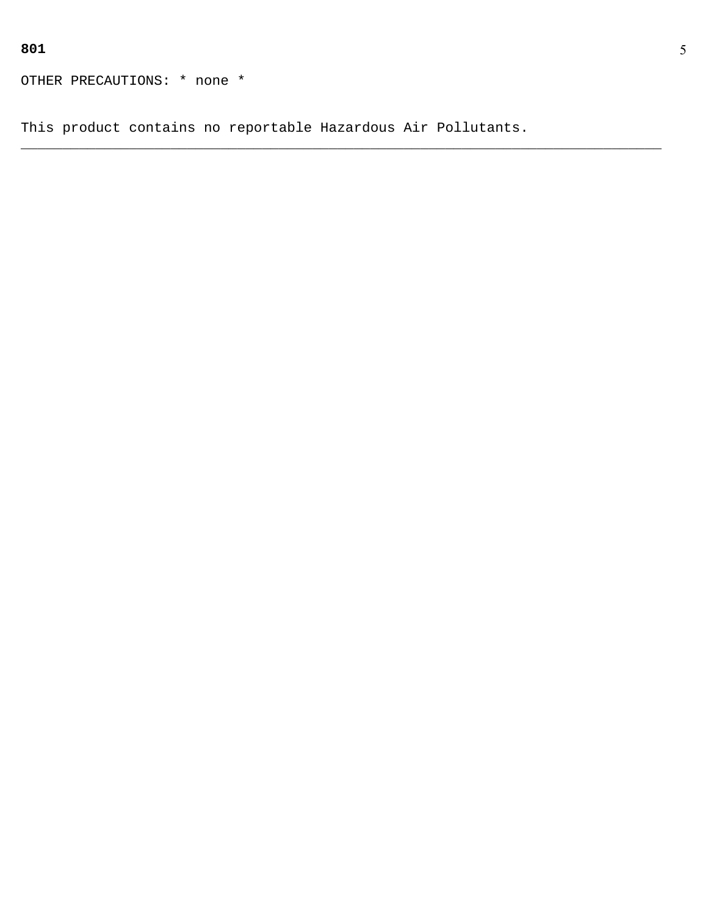OTHER PRECAUTIONS: * none *

This product contains no reportable Hazardous Air Pollutants.

---